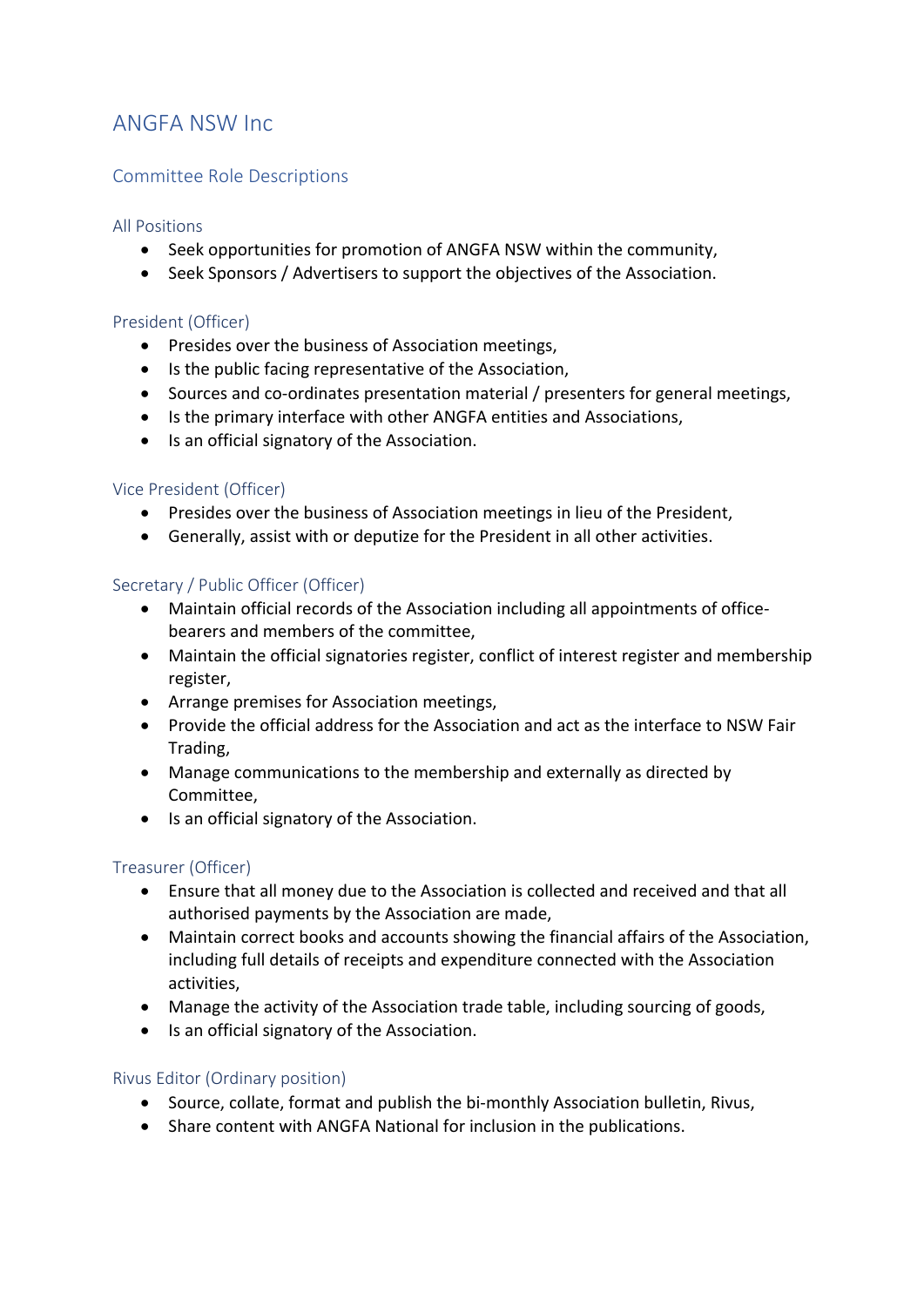# ANGFA NSW Inc

## Committee Role Descriptions

### All Positions

- Seek opportunities for promotion of ANGFA NSW within the community,
- Seek Sponsors / Advertisers to support the objectives of the Association.

### President (Officer)

- Presides over the business of Association meetings,
- Is the public facing representative of the Association,
- Sources and co-ordinates presentation material / presenters for general meetings,
- Is the primary interface with other ANGFA entities and Associations,
- Is an official signatory of the Association.

### Vice President (Officer)

- Presides over the business of Association meetings in lieu of the President,
- Generally, assist with or deputize for the President in all other activities.

### Secretary / Public Officer (Officer)

- Maintain official records of the Association including all appointments of office-bearers and members of the committee,
- Maintain the official signatories register, conflict of interest register and membership register,
- Arrange premises for Association meetings,
- Provide the official address for the Association and act as the interface to NSW Fair Trading,
- Manage communications to the membership and externally as directed by Committee,
- Is an official signatory of the Association.

### Treasurer (Officer)

- Ensure that all money due to the Association is collected and received and that all authorised payments by the Association are made,
- Maintain correct books and accounts showing the financial affairs of the Association, including full details of receipts and expenditure connected with the Association activities,
- Manage the activity of the Association trade table, including sourcing of goods,
- Is an official signatory of the Association.

### Rivus Editor (Ordinary position)

- Source, collate, format and publish the bi-monthly Association bulletin, Rivus,
- Share content with ANGFA National for inclusion in the publications.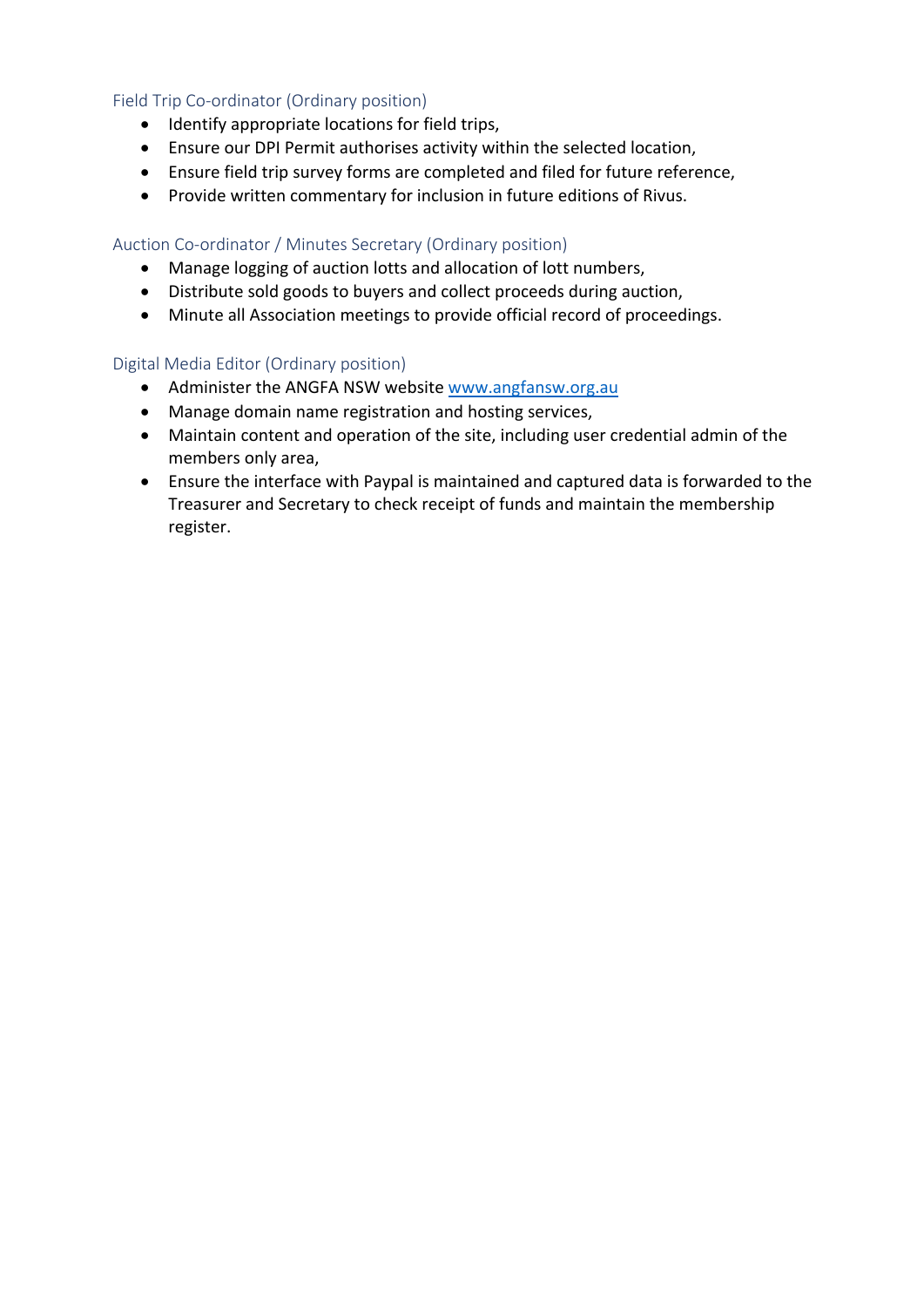### Field Trip Co-ordinator (Ordinary position)

- Identify appropriate locations for field trips,
- Ensure our DPI Permit authorises activity within the selected location,
- Ensure field trip survey forms are completed and filed for future reference,
- Provide written commentary for inclusion in future editions of Rivus.

### Auction Co-ordinator / Minutes Secretary (Ordinary position)

- Manage logging of auction lotts and allocation of lott numbers,
- Distribute sold goods to buyers and collect proceeds during auction,
- Minute all Association meetings to provide official record of proceedings.

### Digital Media Editor (Ordinary position)

- Administer the ANGFA NSW website [www.angfansw.org.au](http://www.angfansw.org.au)
- Manage domain name registration and hosting services,
- Maintain content and operation of the site, including user credential admin of the members only area,
- Ensure the interface with Paypal is maintained and captured data is forwarded to the Treasurer and Secretary to check receipt of funds and maintain the membership register.